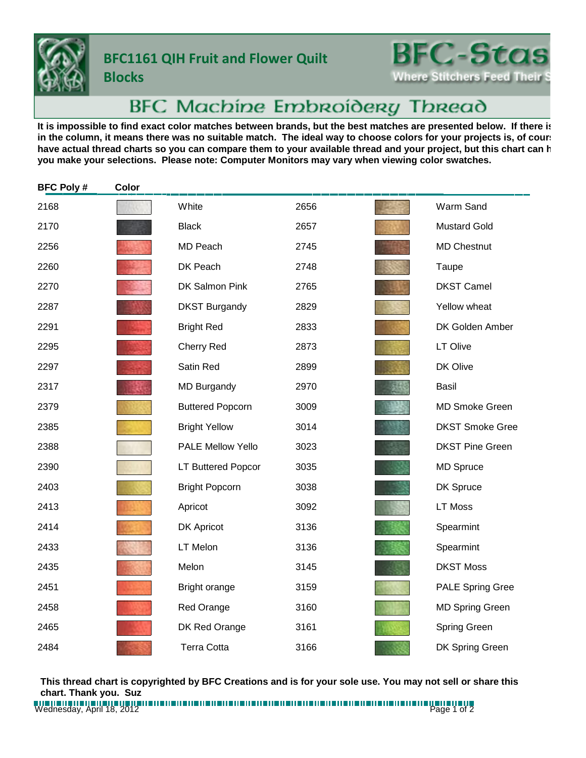# BFC1161 QIH Fruit and Flower Quilt Blocks

BFC-Stas
Where Stitchers Feed Their S

## BFC Machine Embroidery Thread

**It is impossible to find exact color matches between brands, but the best matches are presented below. If there is in the column, it means there was no suitable match. The ideal way to choose colors for your projects is, of cours have actual thread charts so you can compare them to your available thread and your project, but this chart can h you make your selections. Please note: Computer Monitors may vary when viewing color swatches.**

| BFC Poly # | Color | | BFC Poly # | Color | |
|---|---|---|---|---|---|
| 2168 | | White | 2656 | | Warm Sand |
| 2170 | | Black | 2657 | | Mustard Gold |
| 2256 | | MD Peach | 2745 | | MD Chestnut |
| 2260 | | DK Peach | 2748 | | Taupe |
| 2270 | | DK Salmon Pink | 2765 | | DKST Camel |
| 2287 | | DKST Burgandy | 2829 | | Yellow wheat |
| 2291 | | Bright Red | 2833 | | DK Golden Amber |
| 2295 | | Cherry Red | 2873 | | LT Olive |
| 2297 | | Satin Red | 2899 | | DK Olive |
| 2317 | | MD Burgandy | 2970 | | Basil |
| 2379 | | Buttered Popcorn | 3009 | | MD Smoke Green |
| 2385 | | Bright Yellow | 3014 | | DKST Smoke Gree |
| 2388 | | PALE Mellow Yello | 3023 | | DKST Pine Green |
| 2390 | | LT Buttered Popcor | 3035 | | MD Spruce |
| 2403 | | Bright Popcorn | 3038 | | DK Spruce |
| 2413 | | Apricot | 3092 | | LT Moss |
| 2414 | | DK Apricot | 3136 | | Spearmint |
| 2433 | | LT Melon | 3136 | | Spearmint |
| 2435 | | Melon | 3145 | | DKST Moss |
| 2451 | | Bright orange | 3159 | | PALE Spring Gree |
| 2458 | | Red Orange | 3160 | | MD Spring Green |
| 2465 | | DK Red Orange | 3161 | | Spring Green |
| 2484 | | Terra Cotta | 3166 | | DK Spring Green |

**This thread chart is copyrighted by BFC Creations and is for your sole use. You may not sell or share this chart. Thank you. Suz**

Wednesday, April 18, 2012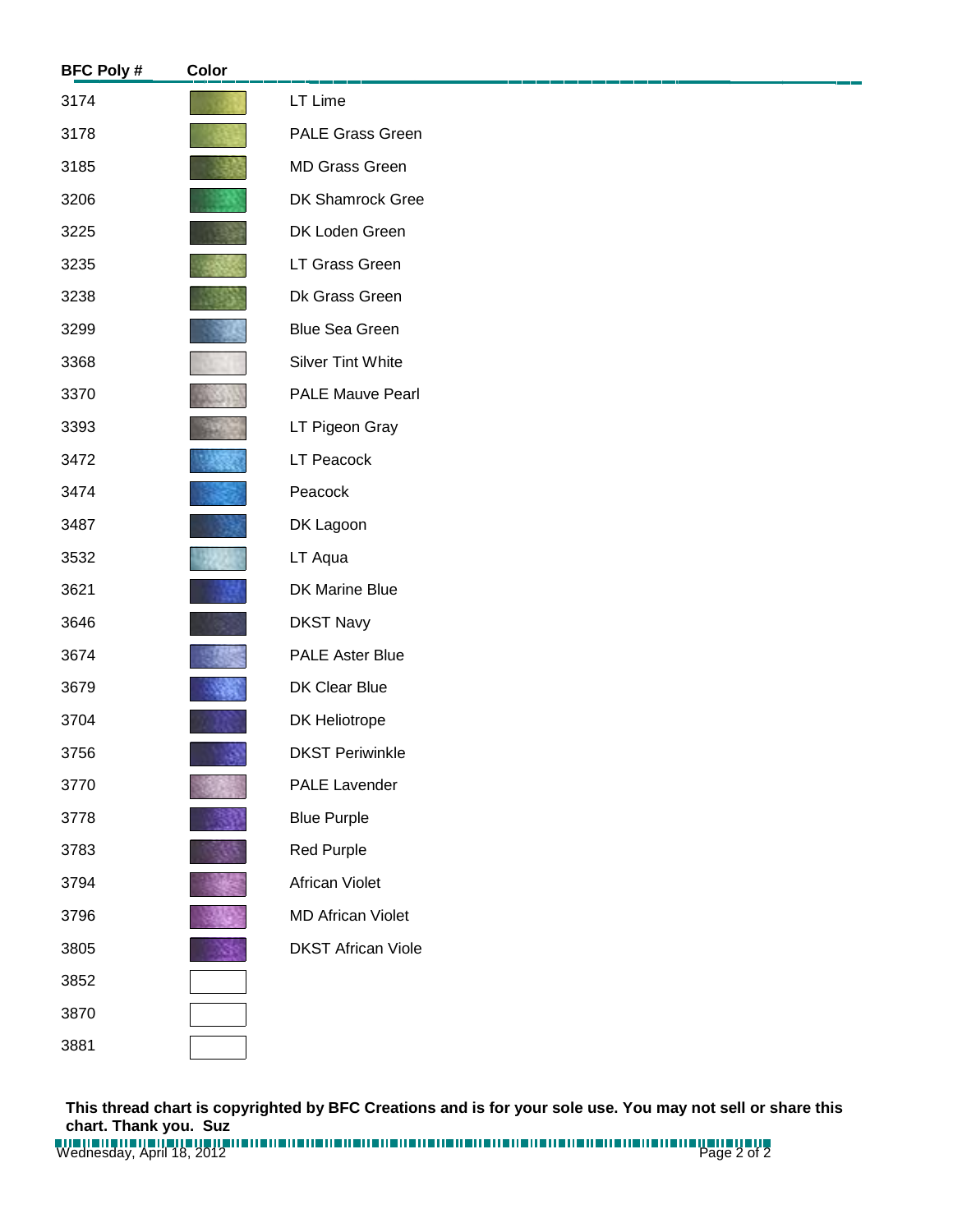| BFC Poly # | Color | |
|---|---|---|
| 3174 | | LT Lime |
| 3178 | | PALE Grass Green |
| 3185 | | MD Grass Green |
| 3206 | | DK Shamrock Gree |
| 3225 | | DK Loden Green |
| 3235 | | LT Grass Green |
| 3238 | | Dk Grass Green |
| 3299 | | Blue Sea Green |
| 3368 | | Silver Tint White |
| 3370 | | PALE Mauve Pearl |
| 3393 | | LT Pigeon Gray |
| 3472 | | LT Peacock |
| 3474 | | Peacock |
| 3487 | | DK Lagoon |
| 3532 | | LT Aqua |
| 3621 | | DK Marine Blue |
| 3646 | | DKST Navy |
| 3674 | | PALE Aster Blue |
| 3679 | | DK Clear Blue |
| 3704 | | DK Heliotrope |
| 3756 | | DKST Periwinkle |
| 3770 | | PALE Lavender |
| 3778 | | Blue Purple |
| 3783 | | Red Purple |
| 3794 | | African Violet |
| 3796 | | MD African Violet |
| 3805 | | DKST African Viole |
| 3852 | | |
| 3870 | | |
| 3881 | | |

**This thread chart is copyrighted by BFC Creations and is for your sole use. You may not sell or share this chart. Thank you. Suz**

Wednesday, April 18, 2012